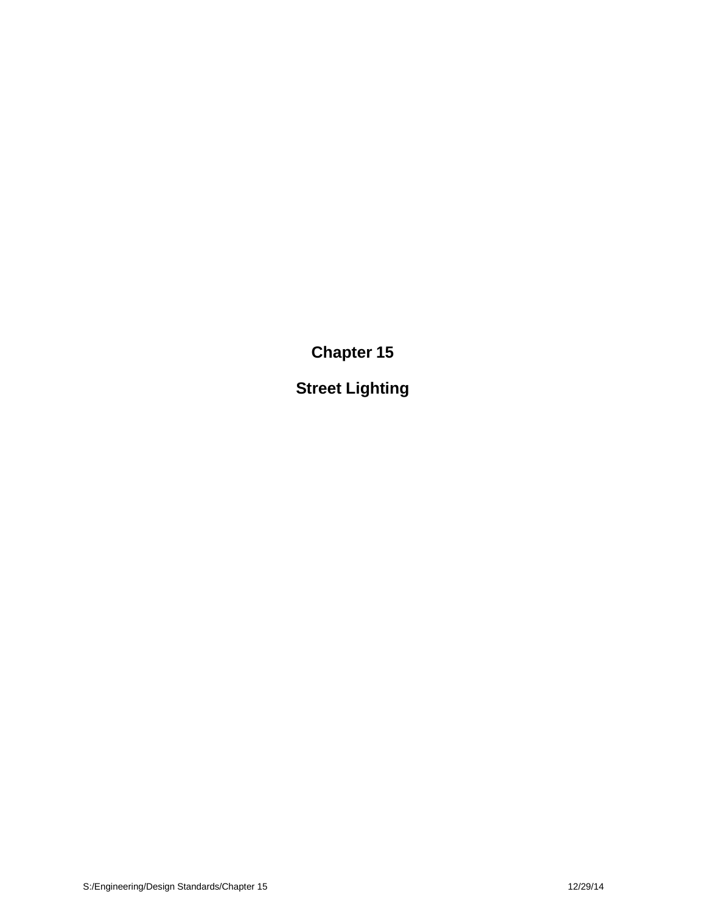# Chapter 15

# Street Lighting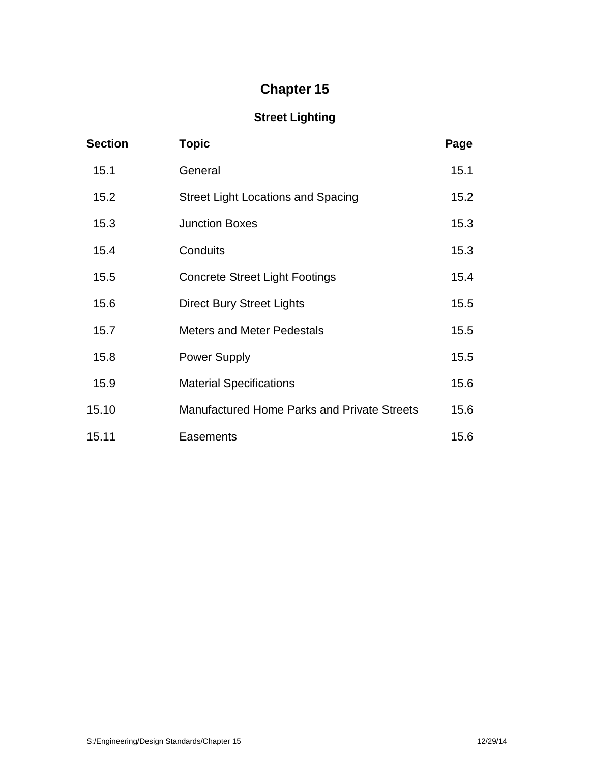# Chapter 15

## Street Lighting

| Section | Topic | Page |
| --- | --- | --- |
| 15.1 | General | 15.1 |
| 15.2 | Street Light Locations and Spacing | 15.2 |
| 15.3 | Junction Boxes | 15.3 |
| 15.4 | Conduits | 15.3 |
| 15.5 | Concrete Street Light Footings | 15.4 |
| 15.6 | Direct Bury Street Lights | 15.5 |
| 15.7 | Meters and Meter Pedestals | 15.5 |
| 15.8 | Power Supply | 15.5 |
| 15.9 | Material Specifications | 15.6 |
| 15.10 | Manufactured Home Parks and Private Streets | 15.6 |
| 15.11 | Easements | 15.6 |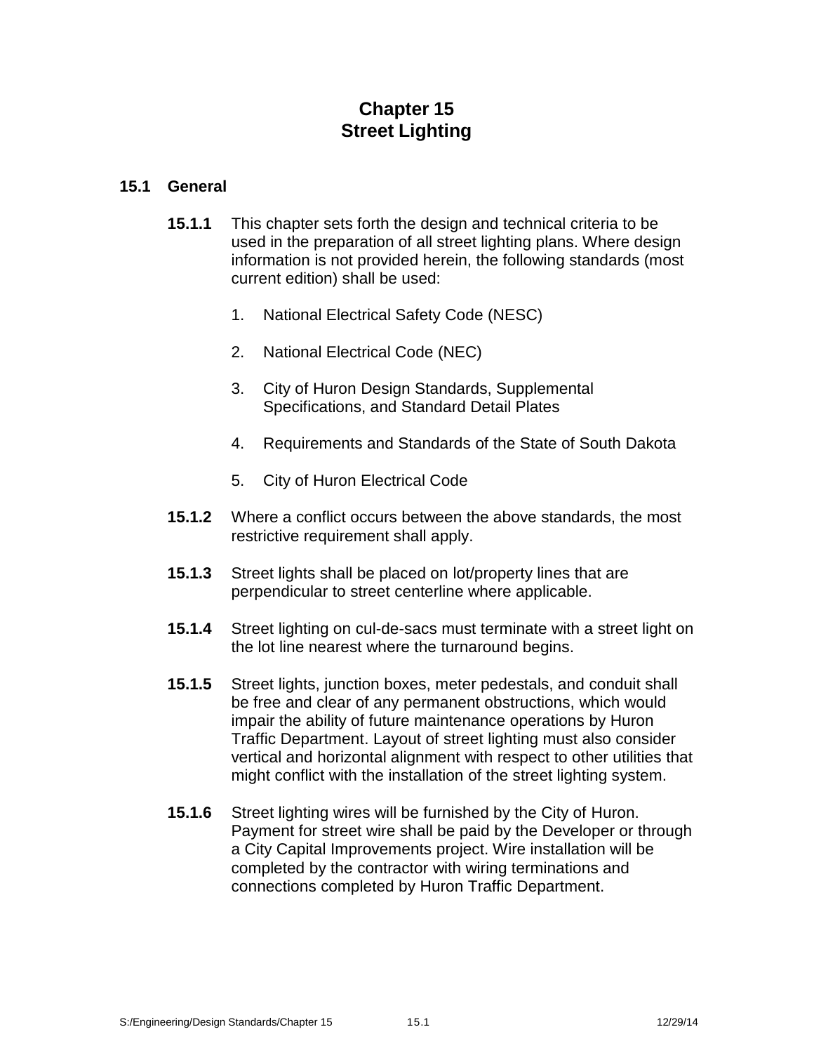# Chapter 15
# Street Lighting

## 15.1 General

**15.1.1** This chapter sets forth the design and technical criteria to be used in the preparation of all street lighting plans. Where design information is not provided herein, the following standards (most current edition) shall be used:

1. National Electrical Safety Code (NESC)

2. National Electrical Code (NEC)

3. City of Huron Design Standards, Supplemental Specifications, and Standard Detail Plates

4. Requirements and Standards of the State of South Dakota

5. City of Huron Electrical Code

**15.1.2** Where a conflict occurs between the above standards, the most restrictive requirement shall apply.

**15.1.3** Street lights shall be placed on lot/property lines that are perpendicular to street centerline where applicable.

**15.1.4** Street lighting on cul-de-sacs must terminate with a street light on the lot line nearest where the turnaround begins.

**15.1.5** Street lights, junction boxes, meter pedestals, and conduit shall be free and clear of any permanent obstructions, which would impair the ability of future maintenance operations by Huron Traffic Department. Layout of street lighting must also consider vertical and horizontal alignment with respect to other utilities that might conflict with the installation of the street lighting system.

**15.1.6** Street lighting wires will be furnished by the City of Huron. Payment for street wire shall be paid by the Developer or through a City Capital Improvements project. Wire installation will be completed by the contractor with wiring terminations and connections completed by Huron Traffic Department.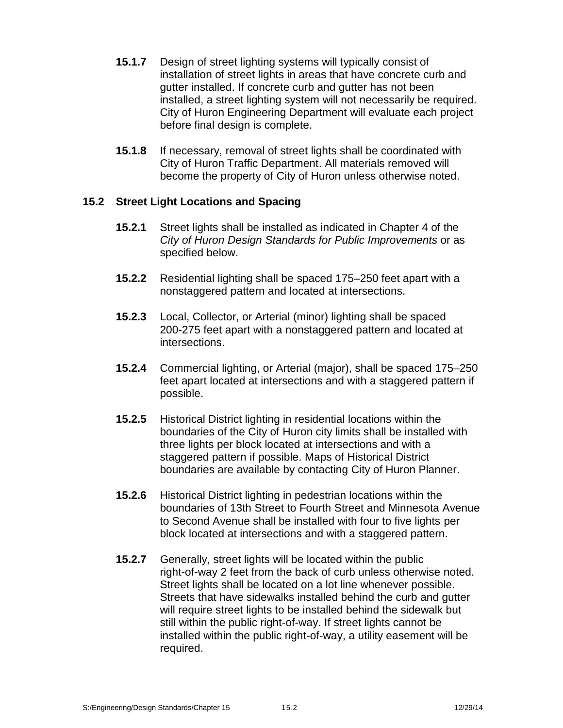**15.1.7** Design of street lighting systems will typically consist of installation of street lights in areas that have concrete curb and gutter installed. If concrete curb and gutter has not been installed, a street lighting system will not necessarily be required. City of Huron Engineering Department will evaluate each project before final design is complete.

**15.1.8** If necessary, removal of street lights shall be coordinated with City of Huron Traffic Department. All materials removed will become the property of City of Huron unless otherwise noted.

## 15.2 Street Light Locations and Spacing

**15.2.1** Street lights shall be installed as indicated in Chapter 4 of the *City of Huron Design Standards for Public Improvements* or as specified below.

**15.2.2** Residential lighting shall be spaced 175–250 feet apart with a nonstaggered pattern and located at intersections.

**15.2.3** Local, Collector, or Arterial (minor) lighting shall be spaced 200-275 feet apart with a nonstaggered pattern and located at intersections.

**15.2.4** Commercial lighting, or Arterial (major), shall be spaced 175–250 feet apart located at intersections and with a staggered pattern if possible.

**15.2.5** Historical District lighting in residential locations within the boundaries of the City of Huron city limits shall be installed with three lights per block located at intersections and with a staggered pattern if possible. Maps of Historical District boundaries are available by contacting City of Huron Planner.

**15.2.6** Historical District lighting in pedestrian locations within the boundaries of 13th Street to Fourth Street and Minnesota Avenue to Second Avenue shall be installed with four to five lights per block located at intersections and with a staggered pattern.

**15.2.7** Generally, street lights will be located within the public right-of-way 2 feet from the back of curb unless otherwise noted. Street lights shall be located on a lot line whenever possible. Streets that have sidewalks installed behind the curb and gutter will require street lights to be installed behind the sidewalk but still within the public right-of-way. If street lights cannot be installed within the public right-of-way, a utility easement will be required.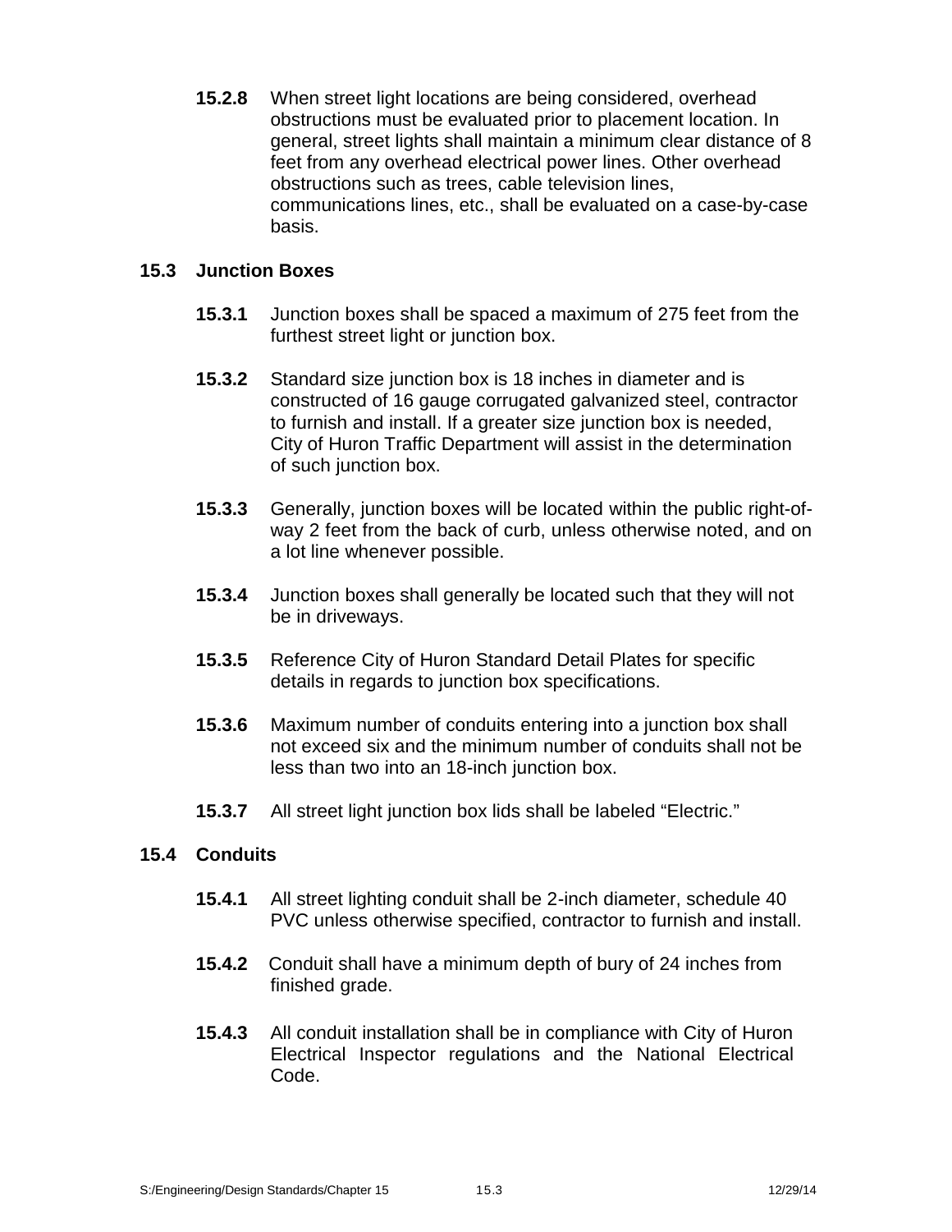**15.2.8** When street light locations are being considered, overhead obstructions must be evaluated prior to placement location. In general, street lights shall maintain a minimum clear distance of 8 feet from any overhead electrical power lines. Other overhead obstructions such as trees, cable television lines, communications lines, etc., shall be evaluated on a case-by-case basis.

## 15.3 Junction Boxes

**15.3.1** Junction boxes shall be spaced a maximum of 275 feet from the furthest street light or junction box.

**15.3.2** Standard size junction box is 18 inches in diameter and is constructed of 16 gauge corrugated galvanized steel, contractor to furnish and install. If a greater size junction box is needed, City of Huron Traffic Department will assist in the determination of such junction box.

**15.3.3** Generally, junction boxes will be located within the public right-of-way 2 feet from the back of curb, unless otherwise noted, and on a lot line whenever possible.

**15.3.4** Junction boxes shall generally be located such that they will not be in driveways.

**15.3.5** Reference City of Huron Standard Detail Plates for specific details in regards to junction box specifications.

**15.3.6** Maximum number of conduits entering into a junction box shall not exceed six and the minimum number of conduits shall not be less than two into an 18-inch junction box.

**15.3.7** All street light junction box lids shall be labeled "Electric."

## 15.4 Conduits

**15.4.1** All street lighting conduit shall be 2-inch diameter, schedule 40 PVC unless otherwise specified, contractor to furnish and install.

**15.4.2** Conduit shall have a minimum depth of bury of 24 inches from finished grade.

**15.4.3** All conduit installation shall be in compliance with City of Huron Electrical Inspector regulations and the National Electrical Code.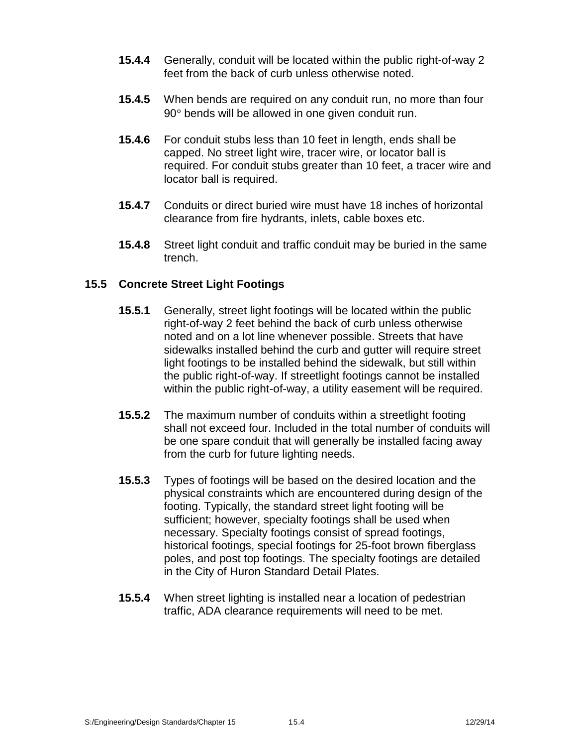**15.4.4** Generally, conduit will be located within the public right-of-way 2 feet from the back of curb unless otherwise noted.

**15.4.5** When bends are required on any conduit run, no more than four 90° bends will be allowed in one given conduit run.

**15.4.6** For conduit stubs less than 10 feet in length, ends shall be capped. No street light wire, tracer wire, or locator ball is required. For conduit stubs greater than 10 feet, a tracer wire and locator ball is required.

**15.4.7** Conduits or direct buried wire must have 18 inches of horizontal clearance from fire hydrants, inlets, cable boxes etc.

**15.4.8** Street light conduit and traffic conduit may be buried in the same trench.

## 15.5 Concrete Street Light Footings

**15.5.1** Generally, street light footings will be located within the public right-of-way 2 feet behind the back of curb unless otherwise noted and on a lot line whenever possible. Streets that have sidewalks installed behind the curb and gutter will require street light footings to be installed behind the sidewalk, but still within the public right-of-way. If streetlight footings cannot be installed within the public right-of-way, a utility easement will be required.

**15.5.2** The maximum number of conduits within a streetlight footing shall not exceed four. Included in the total number of conduits will be one spare conduit that will generally be installed facing away from the curb for future lighting needs.

**15.5.3** Types of footings will be based on the desired location and the physical constraints which are encountered during design of the footing. Typically, the standard street light footing will be sufficient; however, specialty footings shall be used when necessary. Specialty footings consist of spread footings, historical footings, special footings for 25-foot brown fiberglass poles, and post top footings. The specialty footings are detailed in the City of Huron Standard Detail Plates.

**15.5.4** When street lighting is installed near a location of pedestrian traffic, ADA clearance requirements will need to be met.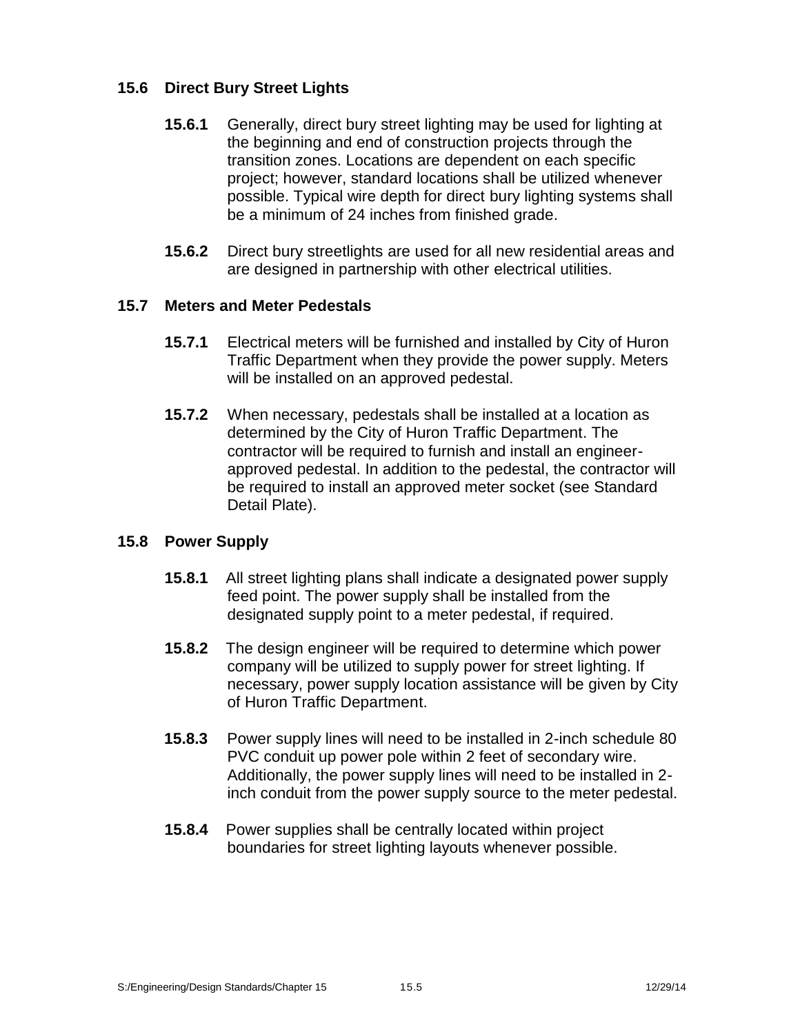## 15.6 Direct Bury Street Lights

**15.6.1** Generally, direct bury street lighting may be used for lighting at the beginning and end of construction projects through the transition zones. Locations are dependent on each specific project; however, standard locations shall be utilized whenever possible. Typical wire depth for direct bury lighting systems shall be a minimum of 24 inches from finished grade.

**15.6.2** Direct bury streetlights are used for all new residential areas and are designed in partnership with other electrical utilities.

## 15.7 Meters and Meter Pedestals

**15.7.1** Electrical meters will be furnished and installed by City of Huron Traffic Department when they provide the power supply. Meters will be installed on an approved pedestal.

**15.7.2** When necessary, pedestals shall be installed at a location as determined by the City of Huron Traffic Department. The contractor will be required to furnish and install an engineer-approved pedestal. In addition to the pedestal, the contractor will be required to install an approved meter socket (see Standard Detail Plate).

## 15.8 Power Supply

**15.8.1** All street lighting plans shall indicate a designated power supply feed point. The power supply shall be installed from the designated supply point to a meter pedestal, if required.

**15.8.2** The design engineer will be required to determine which power company will be utilized to supply power for street lighting. If necessary, power supply location assistance will be given by City of Huron Traffic Department.

**15.8.3** Power supply lines will need to be installed in 2-inch schedule 80 PVC conduit up power pole within 2 feet of secondary wire. Additionally, the power supply lines will need to be installed in 2-inch conduit from the power supply source to the meter pedestal.

**15.8.4** Power supplies shall be centrally located within project boundaries for street lighting layouts whenever possible.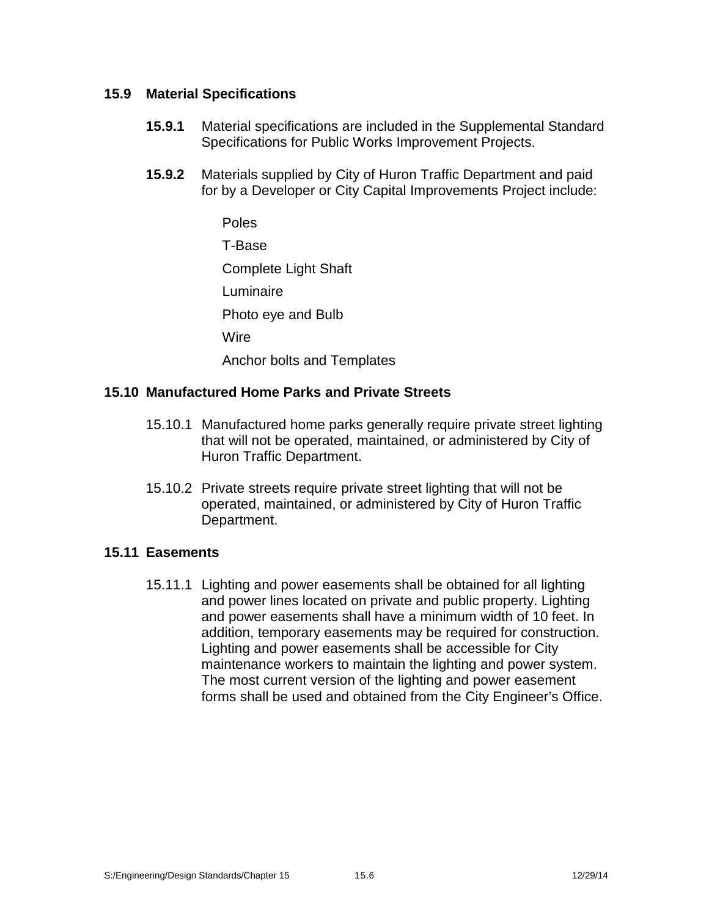## 15.9 Material Specifications

**15.9.1** Material specifications are included in the Supplemental Standard Specifications for Public Works Improvement Projects.

**15.9.2** Materials supplied by City of Huron Traffic Department and paid for by a Developer or City Capital Improvements Project include:

- Poles
- T-Base
- Complete Light Shaft
- Luminaire
- Photo eye and Bulb
- Wire
- Anchor bolts and Templates

## 15.10 Manufactured Home Parks and Private Streets

15.10.1 Manufactured home parks generally require private street lighting that will not be operated, maintained, or administered by City of Huron Traffic Department.

15.10.2 Private streets require private street lighting that will not be operated, maintained, or administered by City of Huron Traffic Department.

## 15.11 Easements

15.11.1 Lighting and power easements shall be obtained for all lighting and power lines located on private and public property. Lighting and power easements shall have a minimum width of 10 feet. In addition, temporary easements may be required for construction. Lighting and power easements shall be accessible for City maintenance workers to maintain the lighting and power system. The most current version of the lighting and power easement forms shall be used and obtained from the City Engineer's Office.